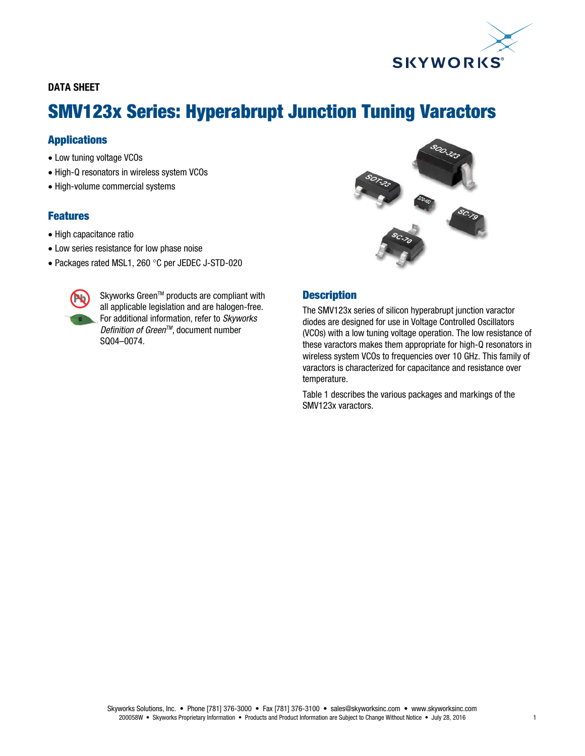DATA SHEET

# SMV123x Series: Hyperabrupt Junction Tuning Varactors

## Applications

- Low tuning voltage VCOs
- High-Q resonators in wireless system VCOs
- High-volume commercial systems

## Features

- High capacitance ratio
- Low series resistance for low phase noise
- Packages rated MSL1, 260 °C per JEDEC J-STD-020

Skyworks Green™ products are compliant with all applicable legislation and are halogen-free. For additional information, refer to *Skyworks Definition of Green™*, document number SQ04–0074.

## Description

The SMV123x series of silicon hyperabrupt junction varactor diodes are designed for use in Voltage Controlled Oscillators (VCOs) with a low tuning voltage operation. The low resistance of these varactors makes them appropriate for high-Q resonators in wireless system VCOs to frequencies over 10 GHz. This family of varactors is characterized for capacitance and resistance over temperature.

Table 1 describes the various packages and markings of the SMV123x varactors.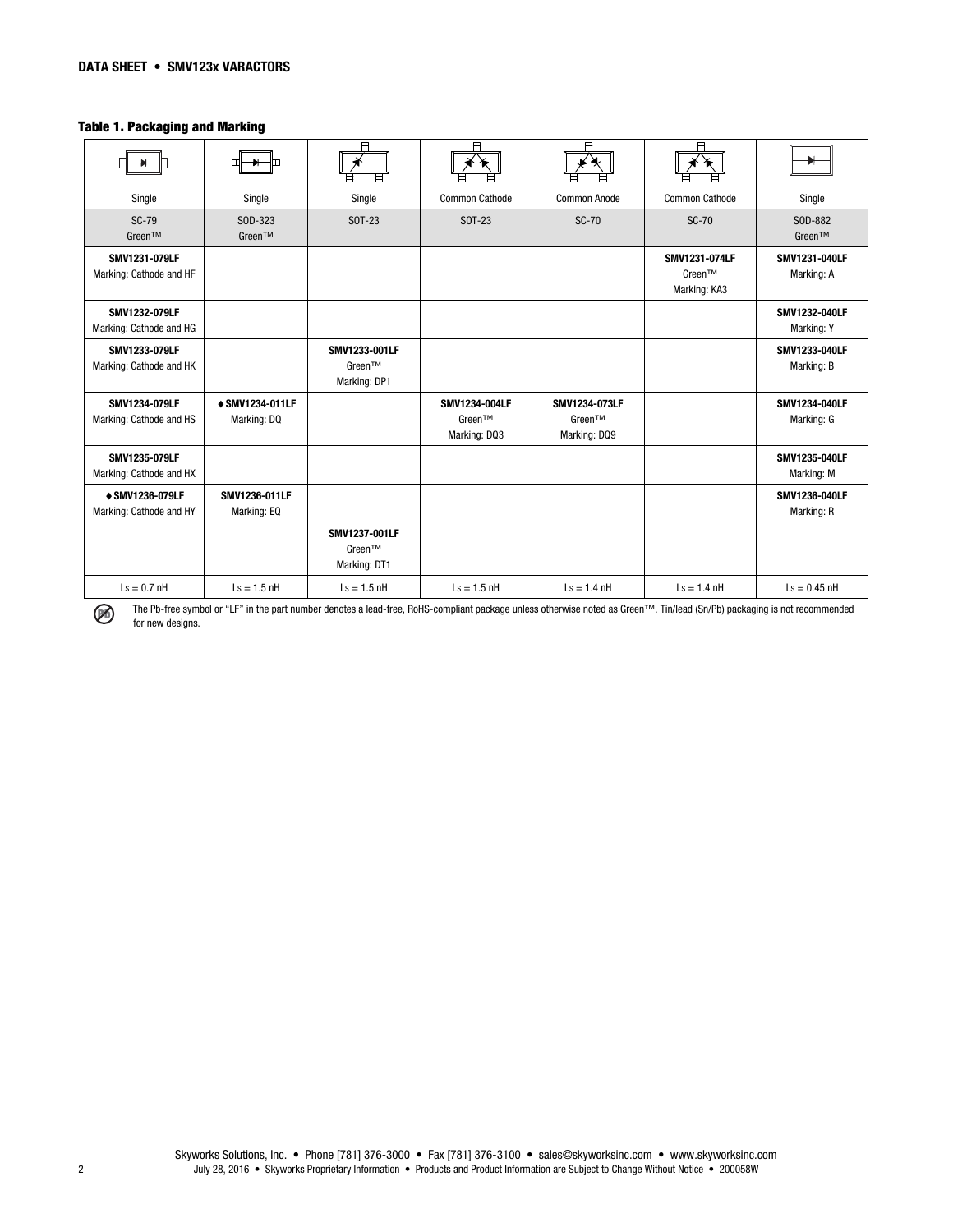**Table 1. Packaging and Marking**

| | | | | | | |
|---|---|---|---|---|---|---|
| Single | Single | Single | Common Cathode | Common Anode | Common Cathode | Single |
| SC-79 Green™ | SOD-323 Green™ | SOT-23 | SOT-23 | SC-70 | SC-70 | SOD-882 Green™ |
| **SMV1231-079LF** Marking: Cathode and HF | | | | | **SMV1231-074LF** Green™ Marking: KA3 | **SMV1231-040LF** Marking: A |
| **SMV1232-079LF** Marking: Cathode and HG | | | | | | **SMV1232-040LF** Marking: Y |
| **SMV1233-079LF** Marking: Cathode and HK | | **SMV1233-001LF** Green™ Marking: DP1 | | | | **SMV1233-040LF** Marking: B |
| **SMV1234-079LF** Marking: Cathode and HS | ♦ **SMV1234-011LF** Marking: DQ | | **SMV1234-004LF** Green™ Marking: DQ3 | **SMV1234-073LF** Green™ Marking: DQ9 | | **SMV1234-040LF** Marking: G |
| **SMV1235-079LF** Marking: Cathode and HX | | | | | | **SMV1235-040LF** Marking: M |
| ♦ **SMV1236-079LF** Marking: Cathode and HY | **SMV1236-011LF** Marking: EQ | | | | | **SMV1236-040LF** Marking: R |
| | | **SMV1237-001LF** Green™ Marking: DT1 | | | | |
| $L_S$ = 0.7 nH | $L_S$ = 1.5 nH | $L_S$ = 1.5 nH | $L_S$ = 1.5 nH | $L_S$ = 1.4 nH | $L_S$ = 1.4 nH | $L_S$ = 0.45 nH |

The Pb-free symbol or "LF" in the part number denotes a lead-free, RoHS-compliant package unless otherwise noted as Green™. Tin/lead (Sn/Pb) packaging is not recommended for new designs.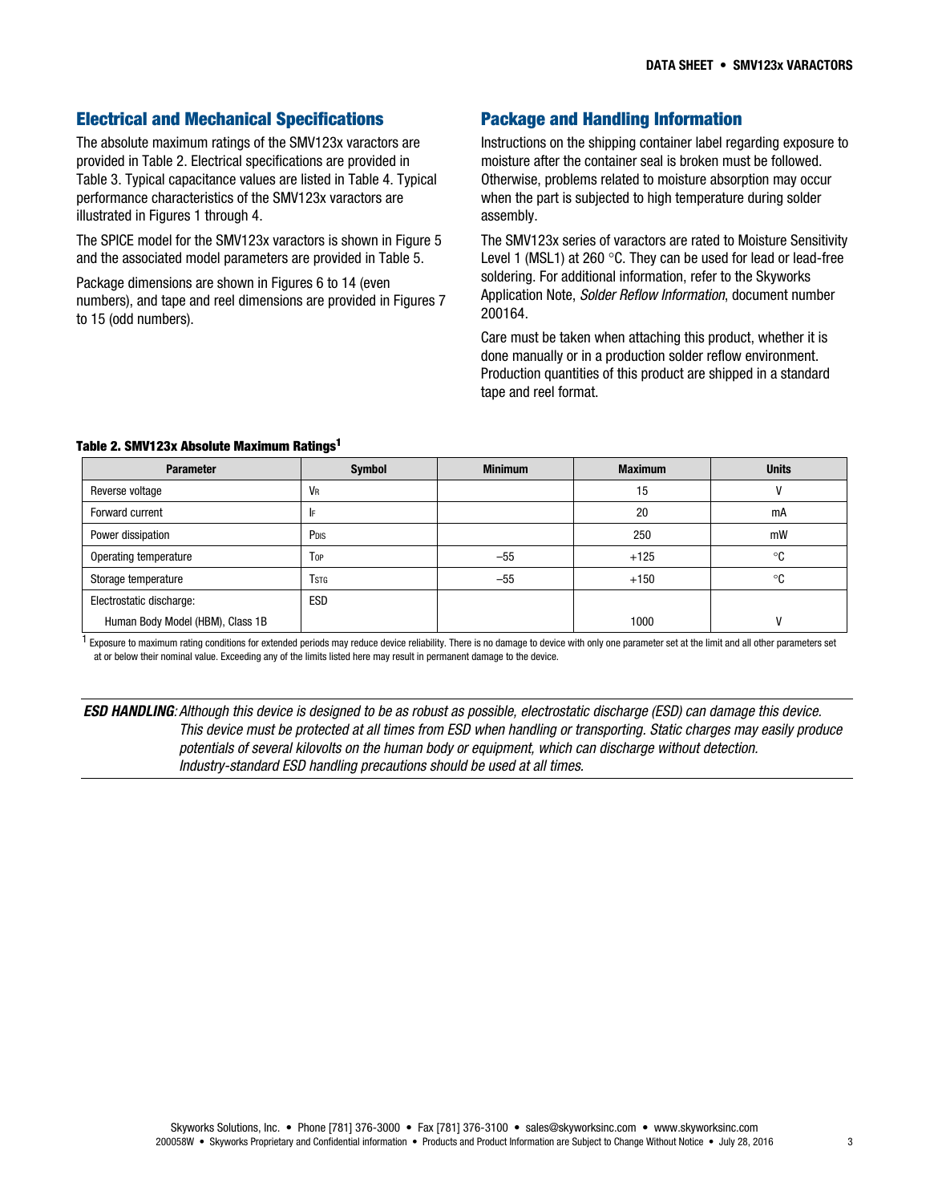## Electrical and Mechanical Specifications

The absolute maximum ratings of the SMV123x varactors are provided in Table 2. Electrical specifications are provided in Table 3. Typical capacitance values are listed in Table 4. Typical performance characteristics of the SMV123x varactors are illustrated in Figures 1 through 4.

The SPICE model for the SMV123x varactors is shown in Figure 5 and the associated model parameters are provided in Table 5.

Package dimensions are shown in Figures 6 to 14 (even numbers), and tape and reel dimensions are provided in Figures 7 to 15 (odd numbers).

## Package and Handling Information

Instructions on the shipping container label regarding exposure to moisture after the container seal is broken must be followed. Otherwise, problems related to moisture absorption may occur when the part is subjected to high temperature during solder assembly.

The SMV123x series of varactors are rated to Moisture Sensitivity Level 1 (MSL1) at 260 °C. They can be used for lead or lead-free soldering. For additional information, refer to the Skyworks Application Note, *Solder Reflow Information*, document number 200164.

Care must be taken when attaching this product, whether it is done manually or in a production solder reflow environment. Production quantities of this product are shipped in a standard tape and reel format.

**Table 2. SMV123x Absolute Maximum Ratings[1]**

| Parameter | Symbol | Minimum | Maximum | Units |
|---|---|---|---|---|
| Reverse voltage | $V_R$ | | 15 | V |
| Forward current | $I_F$ | | 20 | mA |
| Power dissipation | $P_{DIS}$ | | 250 | mW |
| Operating temperature | $T_{OP}$ | –55 | +125 | °C |
| Storage temperature | $T_{STG}$ | –55 | +150 | °C |
| Electrostatic discharge: Human Body Model (HBM), Class 1B | ESD | | 1000 | V |

[1] Exposure to maximum rating conditions for extended periods may reduce device reliability. There is no damage to device with only one parameter set at the limit and all other parameters set at or below their nominal value. Exceeding any of the limits listed here may result in permanent damage to the device.

***ESD HANDLING**: Although this device is designed to be as robust as possible, electrostatic discharge (ESD) can damage this device. This device must be protected at all times from ESD when handling or transporting. Static charges may easily produce potentials of several kilovolts on the human body or equipment, which can discharge without detection. Industry-standard ESD handling precautions should be used at all times.*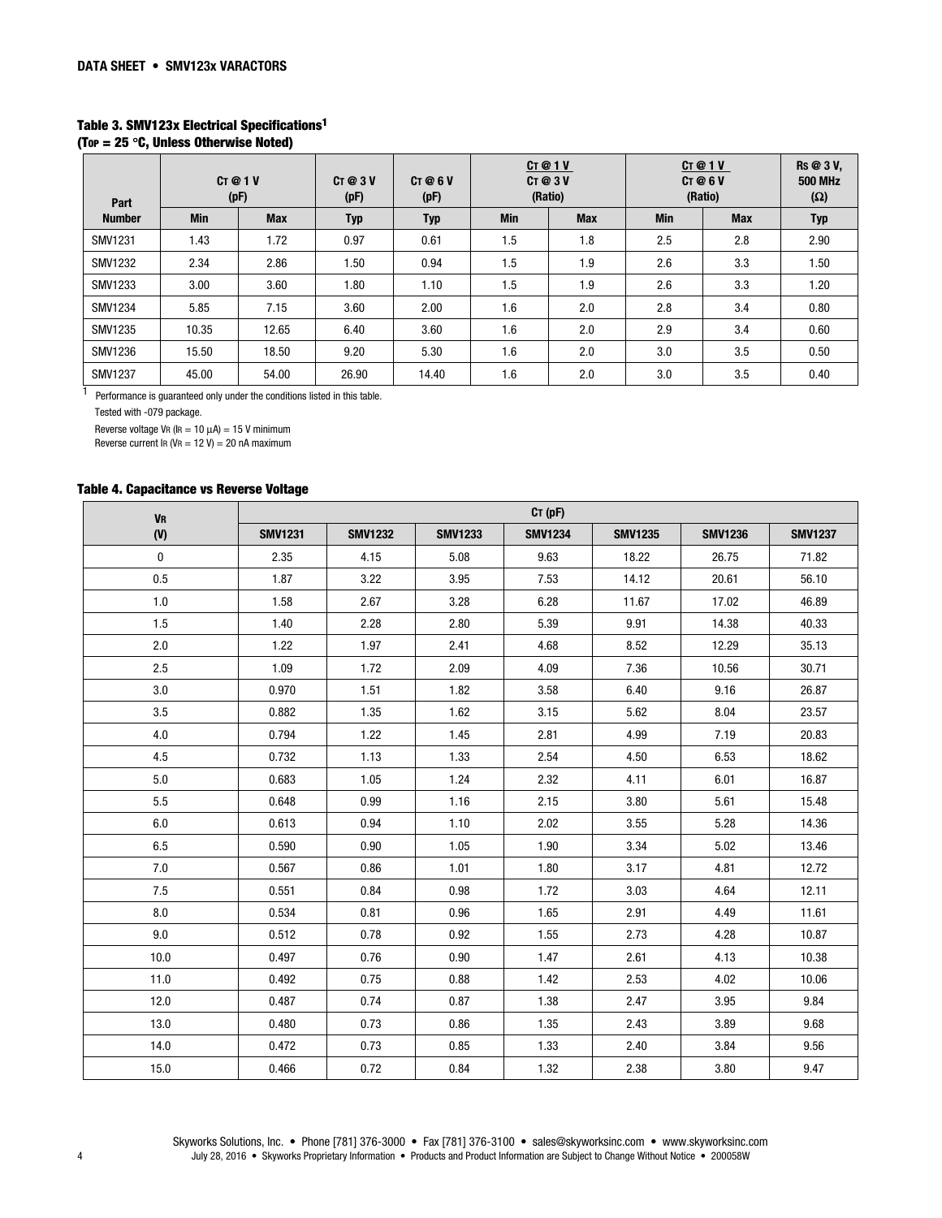**Table 3. SMV123x Electrical Specifications[1]**
**($T_{OP}$ = 25 °C, Unless Otherwise Noted)**

| Part Number | $C_T$ @ 1 V (pF) | | $C_T$ @ 3 V (pF) | $C_T$ @ 6 V (pF) | $C_T$ @ 1 V / $C_T$ @ 3 V (Ratio) | | $C_T$ @ 1 V / $C_T$ @ 6 V (Ratio) | | $R_S$ @ 3 V, 500 MHz (Ω) |
|---|---|---|---|---|---|---|---|---|---|
| | Min | Max | Typ | Typ | Min | Max | Min | Max | Typ |
| SMV1231 | 1.43 | 1.72 | 0.97 | 0.61 | 1.5 | 1.8 | 2.5 | 2.8 | 2.90 |
| SMV1232 | 2.34 | 2.86 | 1.50 | 0.94 | 1.5 | 1.9 | 2.6 | 3.3 | 1.50 |
| SMV1233 | 3.00 | 3.60 | 1.80 | 1.10 | 1.5 | 1.9 | 2.6 | 3.3 | 1.20 |
| SMV1234 | 5.85 | 7.15 | 3.60 | 2.00 | 1.6 | 2.0 | 2.8 | 3.4 | 0.80 |
| SMV1235 | 10.35 | 12.65 | 6.40 | 3.60 | 1.6 | 2.0 | 2.9 | 3.4 | 0.60 |
| SMV1236 | 15.50 | 18.50 | 9.20 | 5.30 | 1.6 | 2.0 | 3.0 | 3.5 | 0.50 |
| SMV1237 | 45.00 | 54.00 | 26.90 | 14.40 | 1.6 | 2.0 | 3.0 | 3.5 | 0.40 |

[1] Performance is guaranteed only under the conditions listed in this table.

Tested with -079 package.

Reverse voltage $V_R$ ($I_R$ = 10 μA) = 15 V minimum
Reverse current $I_R$ ($V_R$ = 12 V) = 20 nA maximum

**Table 4. Capacitance vs Reverse Voltage**

| $V_R$ (V) | $C_T$ (pF) | | | | | | |
|---|---|---|---|---|---|---|---|
| | SMV1231 | SMV1232 | SMV1233 | SMV1234 | SMV1235 | SMV1236 | SMV1237 |
| 0 | 2.35 | 4.15 | 5.08 | 9.63 | 18.22 | 26.75 | 71.82 |
| 0.5 | 1.87 | 3.22 | 3.95 | 7.53 | 14.12 | 20.61 | 56.10 |
| 1.0 | 1.58 | 2.67 | 3.28 | 6.28 | 11.67 | 17.02 | 46.89 |
| 1.5 | 1.40 | 2.28 | 2.80 | 5.39 | 9.91 | 14.38 | 40.33 |
| 2.0 | 1.22 | 1.97 | 2.41 | 4.68 | 8.52 | 12.29 | 35.13 |
| 2.5 | 1.09 | 1.72 | 2.09 | 4.09 | 7.36 | 10.56 | 30.71 |
| 3.0 | 0.970 | 1.51 | 1.82 | 3.58 | 6.40 | 9.16 | 26.87 |
| 3.5 | 0.882 | 1.35 | 1.62 | 3.15 | 5.62 | 8.04 | 23.57 |
| 4.0 | 0.794 | 1.22 | 1.45 | 2.81 | 4.99 | 7.19 | 20.83 |
| 4.5 | 0.732 | 1.13 | 1.33 | 2.54 | 4.50 | 6.53 | 18.62 |
| 5.0 | 0.683 | 1.05 | 1.24 | 2.32 | 4.11 | 6.01 | 16.87 |
| 5.5 | 0.648 | 0.99 | 1.16 | 2.15 | 3.80 | 5.61 | 15.48 |
| 6.0 | 0.613 | 0.94 | 1.10 | 2.02 | 3.55 | 5.28 | 14.36 |
| 6.5 | 0.590 | 0.90 | 1.05 | 1.90 | 3.34 | 5.02 | 13.46 |
| 7.0 | 0.567 | 0.86 | 1.01 | 1.80 | 3.17 | 4.81 | 12.72 |
| 7.5 | 0.551 | 0.84 | 0.98 | 1.72 | 3.03 | 4.64 | 12.11 |
| 8.0 | 0.534 | 0.81 | 0.96 | 1.65 | 2.91 | 4.49 | 11.61 |
| 9.0 | 0.512 | 0.78 | 0.92 | 1.55 | 2.73 | 4.28 | 10.87 |
| 10.0 | 0.497 | 0.76 | 0.90 | 1.47 | 2.61 | 4.13 | 10.38 |
| 11.0 | 0.492 | 0.75 | 0.88 | 1.42 | 2.53 | 4.02 | 10.06 |
| 12.0 | 0.487 | 0.74 | 0.87 | 1.38 | 2.47 | 3.95 | 9.84 |
| 13.0 | 0.480 | 0.73 | 0.86 | 1.35 | 2.43 | 3.89 | 9.68 |
| 14.0 | 0.472 | 0.73 | 0.85 | 1.33 | 2.40 | 3.84 | 9.56 |
| 15.0 | 0.466 | 0.72 | 0.84 | 1.32 | 2.38 | 3.80 | 9.47 |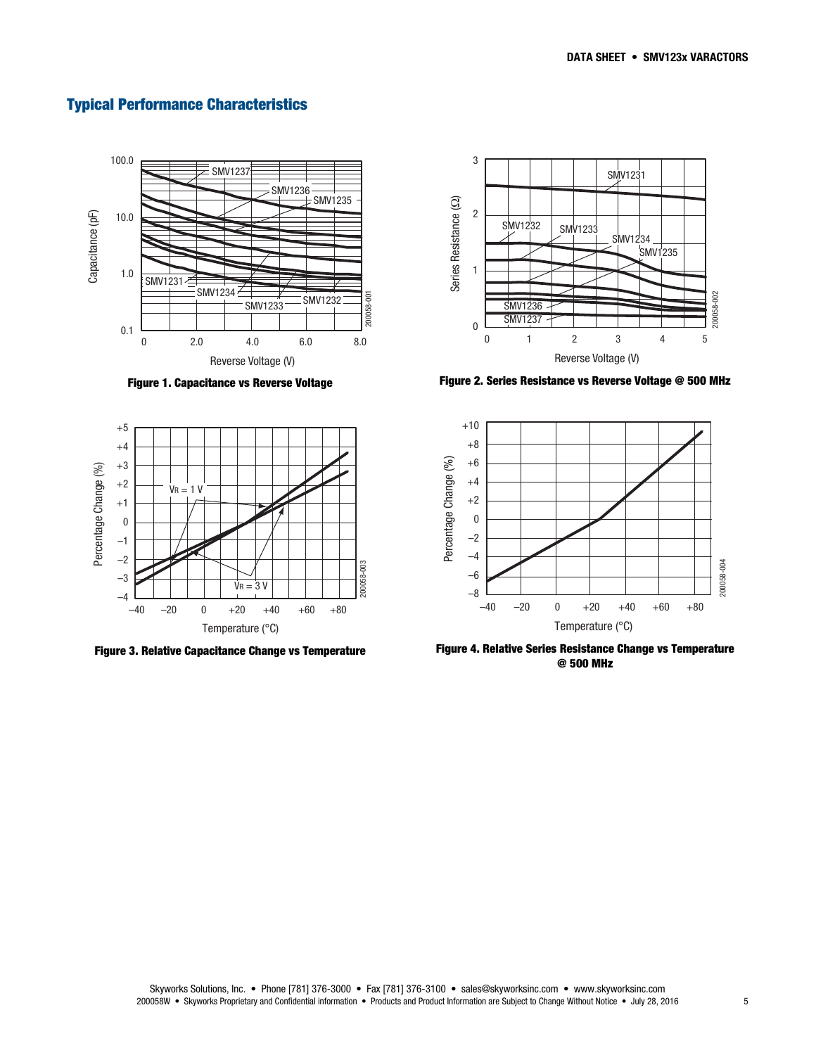## Typical Performance Characteristics

Figure 1. Capacitance vs Reverse Voltage

Figure 2. Series Resistance vs Reverse Voltage @ 500 MHz

Figure 3. Relative Capacitance Change vs Temperature

Figure 4. Relative Series Resistance Change vs Temperature @ 500 MHz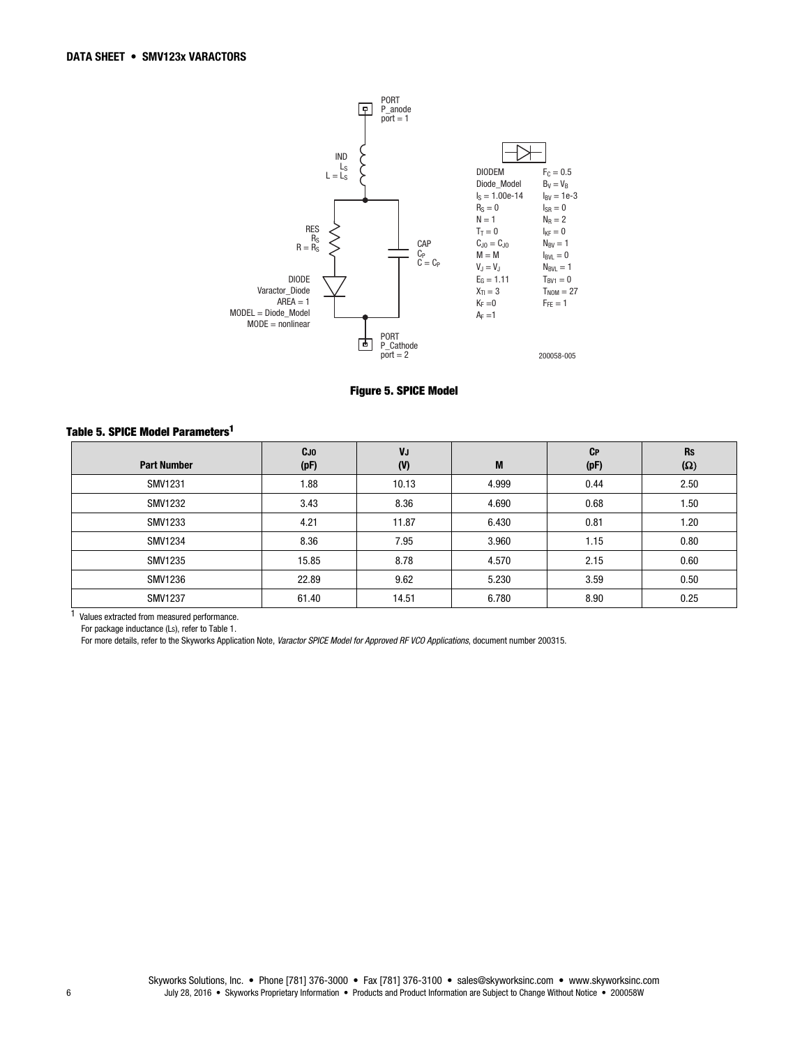PORT
P_anode
port = 1

IND
$L_S$
$L = L_S$

RES
$R_S$
$R = R_S$

CAP
$C_P$
$C = C_P$

DIODE
Varactor_Diode
AREA = 1
MODEL = Diode_Model
MODE = nonlinear

PORT
P_Cathode
port = 2

| | |
|---|---|
| DIODEM | $F_C = 0.5$ |
| Diode_Model | $B_V = V_B$ |
| $I_S = 1.00e-14$ | $I_{BV} = 1e-3$ |
| $R_S = 0$ | $I_{SR} = 0$ |
| $N = 1$ | $N_R = 2$ |
| $T_T = 0$ | $I_{KF} = 0$ |
| $C_{JO} = C_{JO}$ | $N_{BV} = 1$ |
| $M = M$ | $I_{BVL} = 0$ |
| $V_J = V_J$ | $N_{BVL} = 1$ |
| $E_G = 1.11$ | $T_{BV1} = 0$ |
| $X_{TI} = 3$ | $T_{NOM} = 27$ |
| $K_F = 0$ | $F_{FE} = 1$ |
| $A_F = 1$ | |

200058-005

**Figure 5. SPICE Model**

**Table 5. SPICE Model Parameters[1]**

| Part Number | $C_{JO}$ (pF) | $V_J$ (V) | M | $C_P$ (pF) | $R_S$ (Ω) |
|---|---|---|---|---|---|
| SMV1231 | 1.88 | 10.13 | 4.999 | 0.44 | 2.50 |
| SMV1232 | 3.43 | 8.36 | 4.690 | 0.68 | 1.50 |
| SMV1233 | 4.21 | 11.87 | 6.430 | 0.81 | 1.20 |
| SMV1234 | 8.36 | 7.95 | 3.960 | 1.15 | 0.80 |
| SMV1235 | 15.85 | 8.78 | 4.570 | 2.15 | 0.60 |
| SMV1236 | 22.89 | 9.62 | 5.230 | 3.59 | 0.50 |
| SMV1237 | 61.40 | 14.51 | 6.780 | 8.90 | 0.25 |

[1] Values extracted from measured performance.
For package inductance ($L_S$), refer to Table 1.
For more details, refer to the Skyworks Application Note, *Varactor SPICE Model for Approved RF VCO Applications*, document number 200315.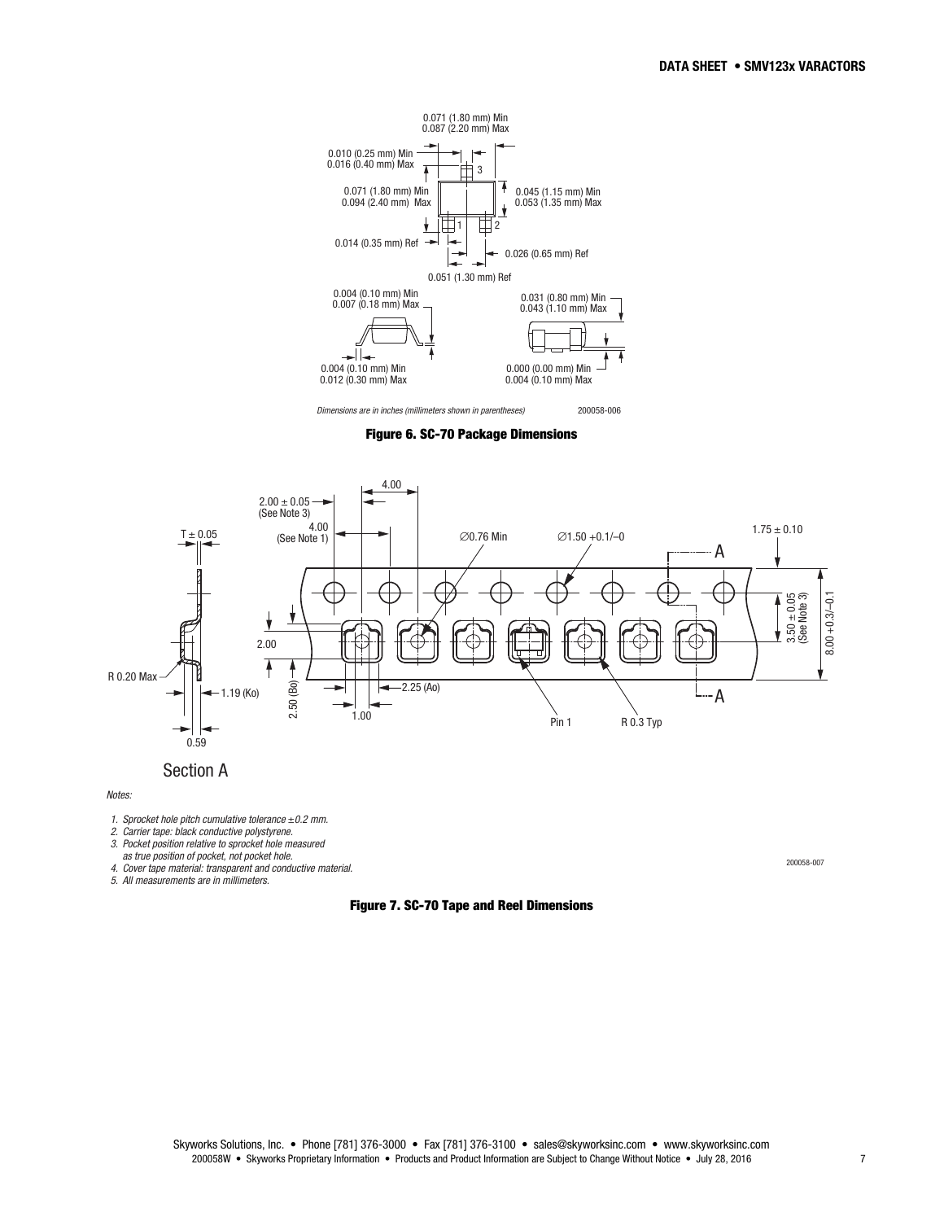0.071 (1.80 mm) Min
0.087 (2.20 mm) Max

0.010 (0.25 mm) Min
0.016 (0.40 mm) Max

0.071 (1.80 mm) Min
0.094 (2.40 mm) Max

0.045 (1.15 mm) Min
0.053 (1.35 mm) Max

0.014 (0.35 mm) Ref

0.026 (0.65 mm) Ref

0.051 (1.30 mm) Ref

0.004 (0.10 mm) Min
0.007 (0.18 mm) Max

0.031 (0.80 mm) Min
0.043 (1.10 mm) Max

0.004 (0.10 mm) Min
0.012 (0.30 mm) Max

0.000 (0.00 mm) Min
0.004 (0.10 mm) Max

*Dimensions are in inches (millimeters shown in parentheses)*

200058-006

**Figure 6. SC-70 Package Dimensions**

4.00

2.00 ± 0.05
(See Note 3)

4.00
(See Note 1)

T ± 0.05

∅0.76 Min

∅1.50 +0.1/–0

1.75 ± 0.10

3.50 ± 0.05
(See Note 3)

8.00 +0.3/–0.1

2.00

R 0.20 Max

1.19 (Ko)

0.59

2.50 (Bo)

2.25 (Ao)

1.00

Pin 1

R 0.3 Typ

Section A

*Notes:*

1. *Sprocket hole pitch cumulative tolerance ±0.2 mm.*
2. *Carrier tape: black conductive polystyrene.*
3. *Pocket position relative to sprocket hole measured as true position of pocket, not pocket hole.*
4. *Cover tape material: transparent and conductive material.*
5. *All measurements are in millimeters.*

200058-007

**Figure 7. SC-70 Tape and Reel Dimensions**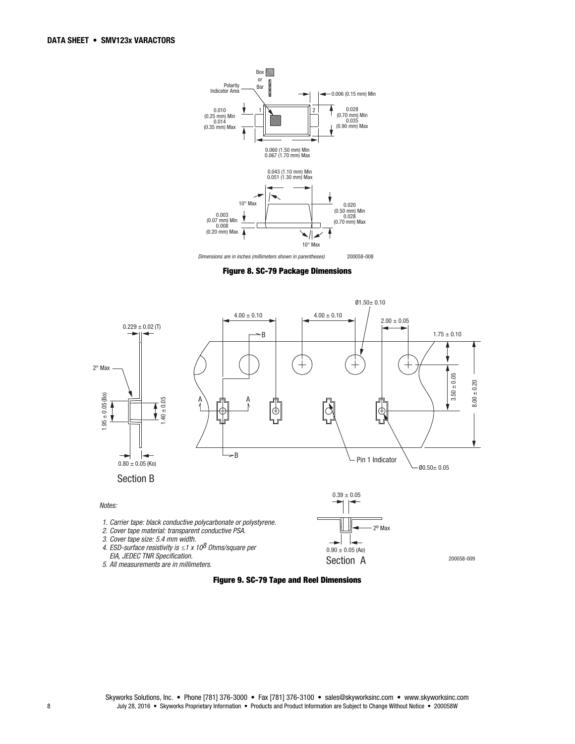Box or Bar

Polarity Indicator Area

0.006 (0.15 mm) Min

0.010 (0.25 mm) Min
0.014 (0.35 mm) Max

0.028 (0.70 mm) Min
0.035 (0.90 mm) Max

0.060 (1.50 mm) Min
0.067 (1.70 mm) Max

0.043 (1.10 mm) Min
0.051 (1.30 mm) Max

10° Max

0.003 (0.07 mm) Min
0.008 (0.20 mm) Max

0.020 (0.50 mm) Min
0.028 (0.70 mm) Max

10° Max

*Dimensions are in inches (millimeters shown in parentheses)* 200058-008

**Figure 8. SC-79 Package Dimensions**

Ø1.50 ± 0.10

4.00 ± 0.10    4.00 ± 0.10    2.00 ± 0.05    1.75 ± 0.10

0.229 ± 0.02 (T)

2° Max

1.95 ± 0.05 (Bo)    1.40 ± 0.05    3.50 ± 0.05    8.00 ± 0.20

0.80 ± 0.05 (Ko)

Section B

Pin 1 Indicator

Ø0.50 ± 0.05

0.39 ± 0.05

2° Max

0.90 ± 0.05 (Ao)

Section A

*Notes:*

1. *Carrier tape: black conductive polycarbonate or polystyrene.*
2. *Cover tape material: transparent conductive PSA.*
3. *Cover tape size: 5.4 mm width.*
4. *ESD-surface resistivity is ≤1 x $10^8$ Ohms/square per EIA, JEDEC TNR Specification.*
5. *All measurements are in millimeters.*

200058-009

**Figure 9. SC-79 Tape and Reel Dimensions**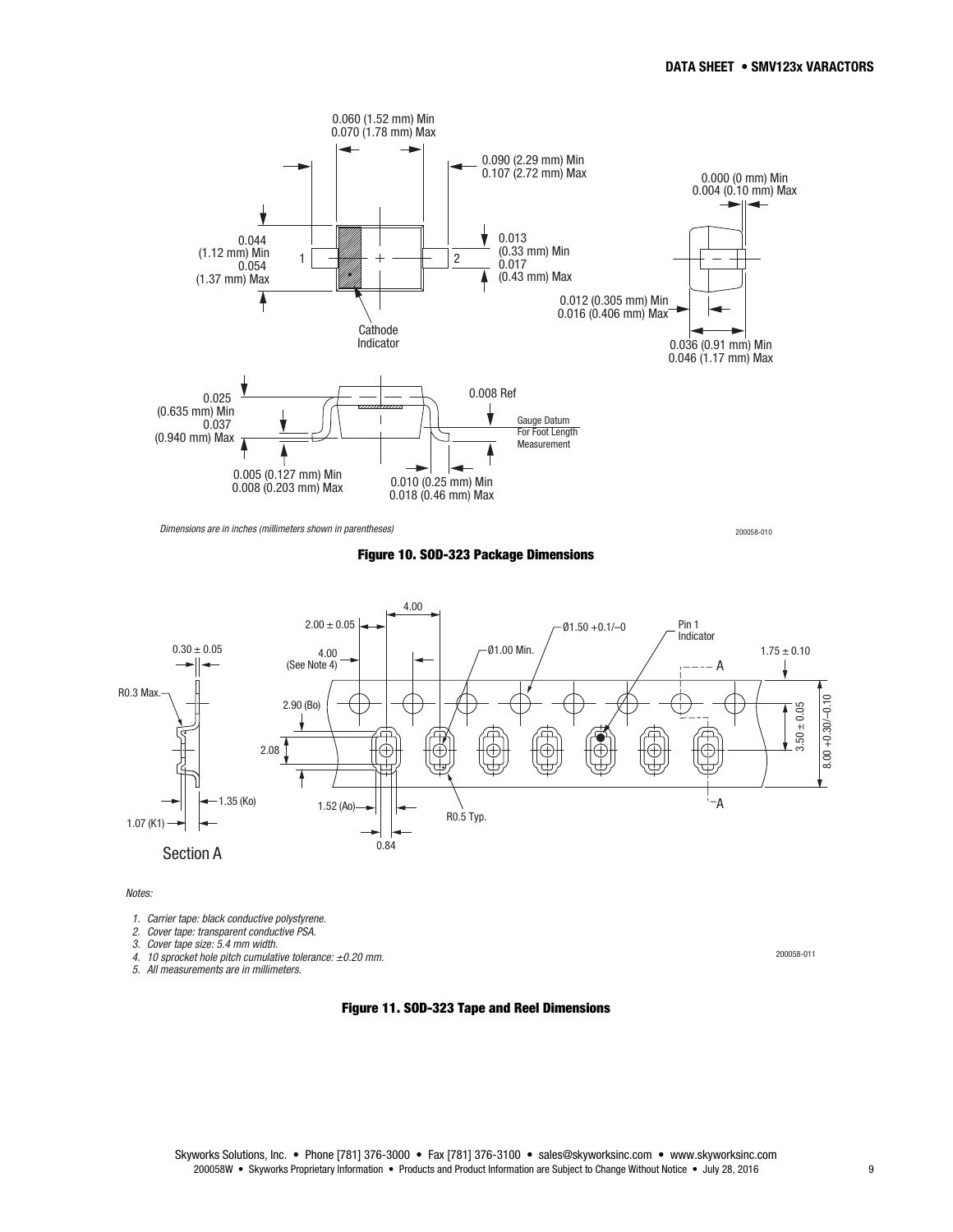Dimensions are in inches (millimeters shown in parentheses)

**Figure 10. SOD-323 Package Dimensions**

*Notes:*

1. *Carrier tape: black conductive polystyrene.*
2. *Cover tape: transparent conductive PSA.*
3. *Cover tape size: 5.4 mm width.*
4. *10 sprocket hole pitch cumulative tolerance: ±0.20 mm.*
5. *All measurements are in millimeters.*

**Figure 11. SOD-323 Tape and Reel Dimensions**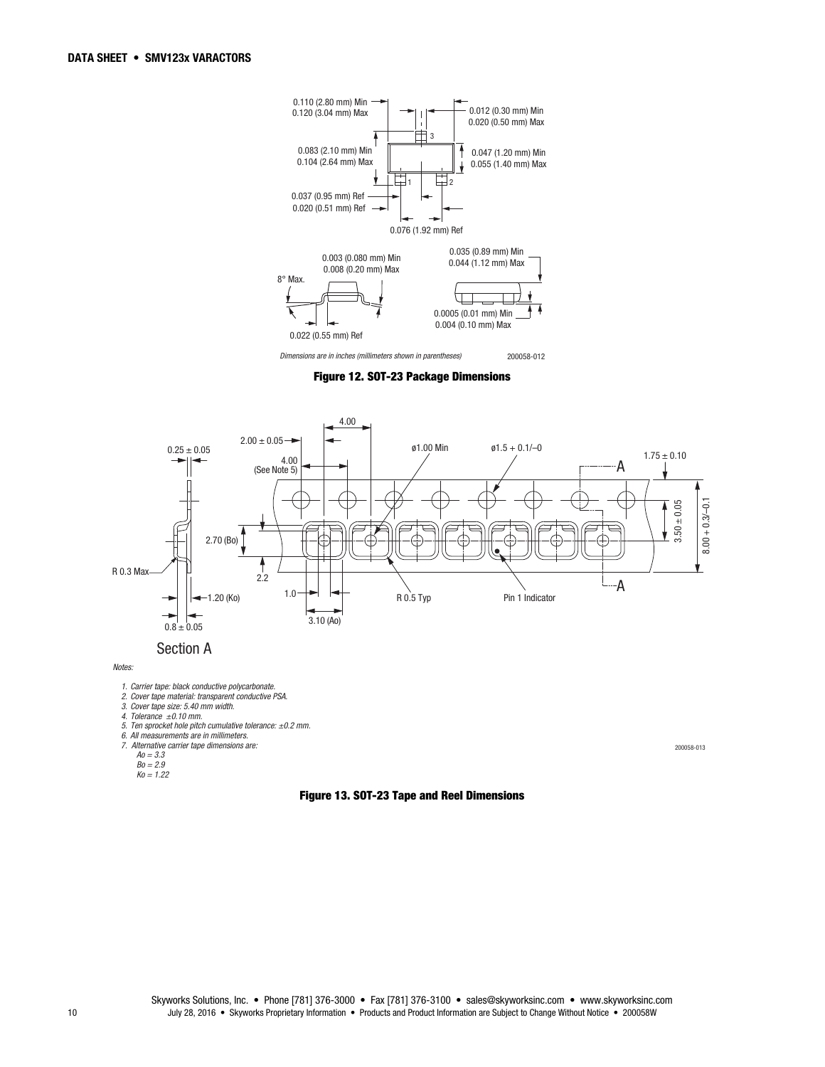0.110 (2.80 mm) Min
0.120 (3.04 mm) Max

0.012 (0.30 mm) Min
0.020 (0.50 mm) Max

0.083 (2.10 mm) Min
0.104 (2.64 mm) Max

0.047 (1.20 mm) Min
0.055 (1.40 mm) Max

0.037 (0.95 mm) Ref
0.020 (0.51 mm) Ref

0.076 (1.92 mm) Ref

0.003 (0.080 mm) Min
0.008 (0.20 mm) Max

8° Max.

0.022 (0.55 mm) Ref

0.035 (0.89 mm) Min
0.044 (1.12 mm) Max

0.0005 (0.01 mm) Min
0.004 (0.10 mm) Max

*Dimensions are in inches (millimeters shown in parentheses)* 200058-012

**Figure 12. SOT-23 Package Dimensions**

4.00
2.00 ± 0.05
0.25 ± 0.05
4.00 (See Note 5)
ø1.00 Min
ø1.5 + 0.1/–0
1.75 ± 0.10
A
3.50 ± 0.05
8.00 + 0.3/–0.1
2.70 (Bo)
2.2
R 0.3 Max
1.20 (Ko)
1.0
R 0.5 Typ
Pin 1 Indicator
3.10 (Ao)
0.8 ± 0.05

Section A

*Notes:*

1. *Carrier tape: black conductive polycarbonate.*
2. *Cover tape material: transparent conductive PSA.*
3. *Cover tape size: 5.40 mm width.*
4. *Tolerance ±0.10 mm.*
5. *Ten sprocket hole pitch cumulative tolerance: ±0.2 mm.*
6. *All measurements are in millimeters.*
7. *Alternative carrier tape dimensions are:*
   *Ao = 3.3*
   *Bo = 2.9*
   *Ko = 1.22*

200058-013

**Figure 13. SOT-23 Tape and Reel Dimensions**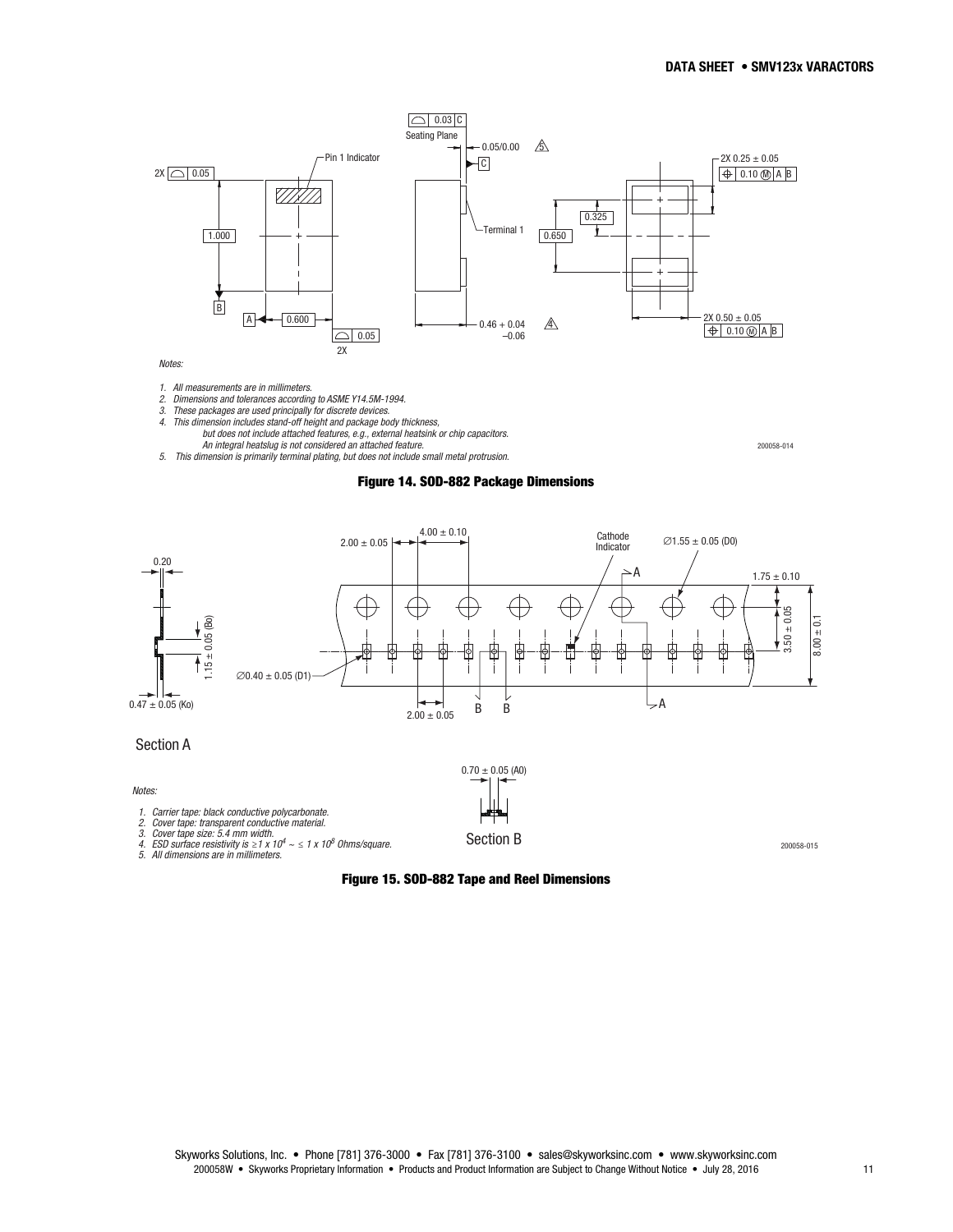Notes:

1. All measurements are in millimeters.
2. Dimensions and tolerances according to ASME Y14.5M-1994.
3. These packages are used principally for discrete devices.
4. This dimension includes stand-off height and package body thickness, but does not include attached features, e.g., external heatsink or chip capacitors. An integral heatslug is not considered an attached feature.
5. This dimension is primarily terminal plating, but does not include small metal protrusion.

200058-014

**Figure 14. SOD-882 Package Dimensions**

Notes:

1. Carrier tape: black conductive polycarbonate.
2. Cover tape: transparent conductive material.
3. Cover tape size: 5.4 mm width.
4. ESD surface resistivity is $\geq 1 \times 10^4 \sim \leq 1 \times 10^8$ Ohms/square.
5. All dimensions are in millimeters.

200058-015

**Figure 15. SOD-882 Tape and Reel Dimensions**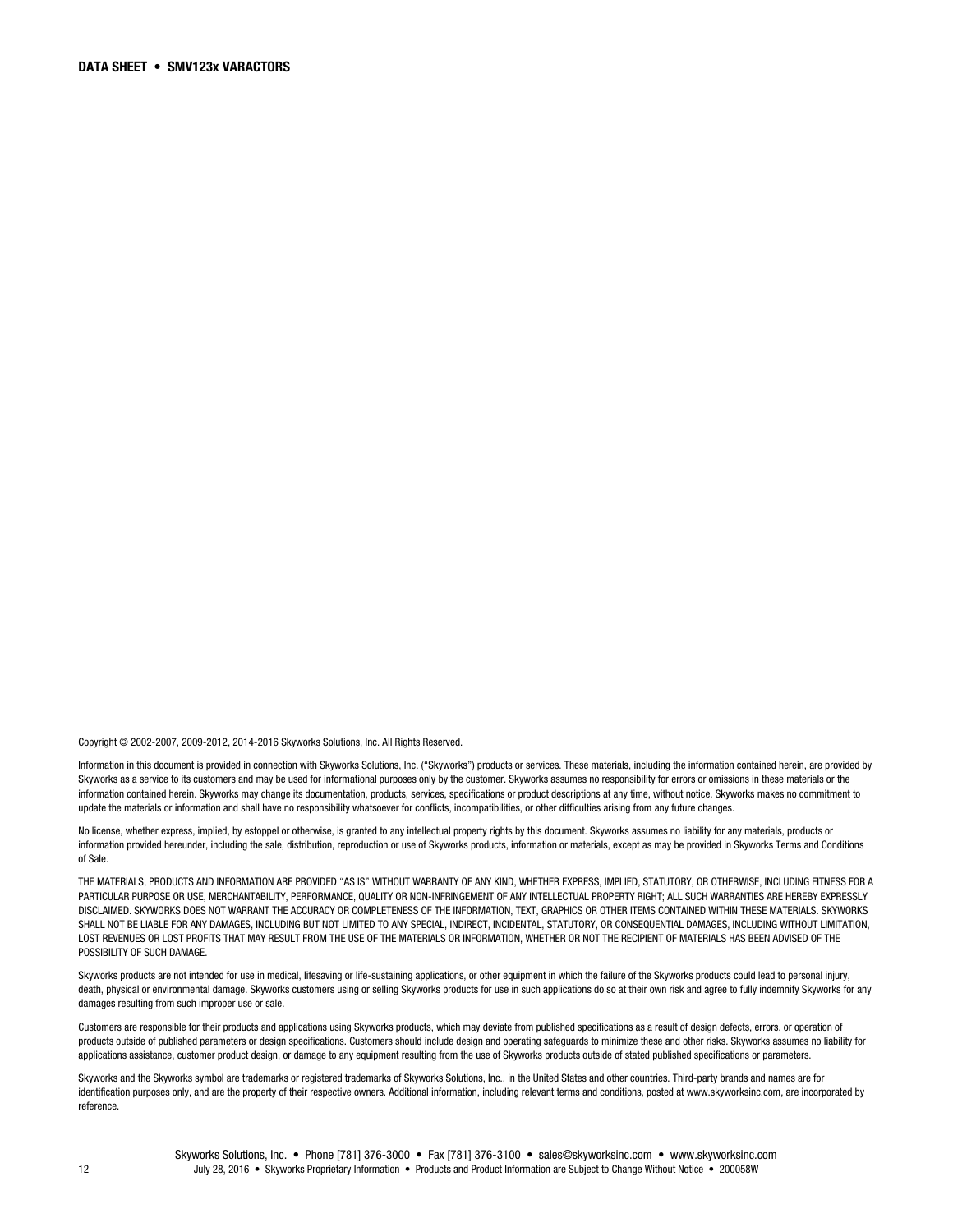Copyright © 2002-2007, 2009-2012, 2014-2016 Skyworks Solutions, Inc. All Rights Reserved.

Information in this document is provided in connection with Skyworks Solutions, Inc. ("Skyworks") products or services. These materials, including the information contained herein, are provided by Skyworks as a service to its customers and may be used for informational purposes only by the customer. Skyworks assumes no responsibility for errors or omissions in these materials or the information contained herein. Skyworks may change its documentation, products, services, specifications or product descriptions at any time, without notice. Skyworks makes no commitment to update the materials or information and shall have no responsibility whatsoever for conflicts, incompatibilities, or other difficulties arising from any future changes.

No license, whether express, implied, by estoppel or otherwise, is granted to any intellectual property rights by this document. Skyworks assumes no liability for any materials, products or information provided hereunder, including the sale, distribution, reproduction or use of Skyworks products, information or materials, except as may be provided in Skyworks Terms and Conditions of Sale.

THE MATERIALS, PRODUCTS AND INFORMATION ARE PROVIDED "AS IS" WITHOUT WARRANTY OF ANY KIND, WHETHER EXPRESS, IMPLIED, STATUTORY, OR OTHERWISE, INCLUDING FITNESS FOR A PARTICULAR PURPOSE OR USE, MERCHANTABILITY, PERFORMANCE, QUALITY OR NON-INFRINGEMENT OF ANY INTELLECTUAL PROPERTY RIGHT; ALL SUCH WARRANTIES ARE HEREBY EXPRESSLY DISCLAIMED. SKYWORKS DOES NOT WARRANT THE ACCURACY OR COMPLETENESS OF THE INFORMATION, TEXT, GRAPHICS OR OTHER ITEMS CONTAINED WITHIN THESE MATERIALS. SKYWORKS SHALL NOT BE LIABLE FOR ANY DAMAGES, INCLUDING BUT NOT LIMITED TO ANY SPECIAL, INDIRECT, INCIDENTAL, STATUTORY, OR CONSEQUENTIAL DAMAGES, INCLUDING WITHOUT LIMITATION, LOST REVENUES OR LOST PROFITS THAT MAY RESULT FROM THE USE OF THE MATERIALS OR INFORMATION, WHETHER OR NOT THE RECIPIENT OF MATERIALS HAS BEEN ADVISED OF THE POSSIBILITY OF SUCH DAMAGE.

Skyworks products are not intended for use in medical, lifesaving or life-sustaining applications, or other equipment in which the failure of the Skyworks products could lead to personal injury, death, physical or environmental damage. Skyworks customers using or selling Skyworks products for use in such applications do so at their own risk and agree to fully indemnify Skyworks for any damages resulting from such improper use or sale.

Customers are responsible for their products and applications using Skyworks products, which may deviate from published specifications as a result of design defects, errors, or operation of products outside of published parameters or design specifications. Customers should include design and operating safeguards to minimize these and other risks. Skyworks assumes no liability for applications assistance, customer product design, or damage to any equipment resulting from the use of Skyworks products outside of stated published specifications or parameters.

Skyworks and the Skyworks symbol are trademarks or registered trademarks of Skyworks Solutions, Inc., in the United States and other countries. Third-party brands and names are for identification purposes only, and are the property of their respective owners. Additional information, including relevant terms and conditions, posted at www.skyworksinc.com, are incorporated by reference.